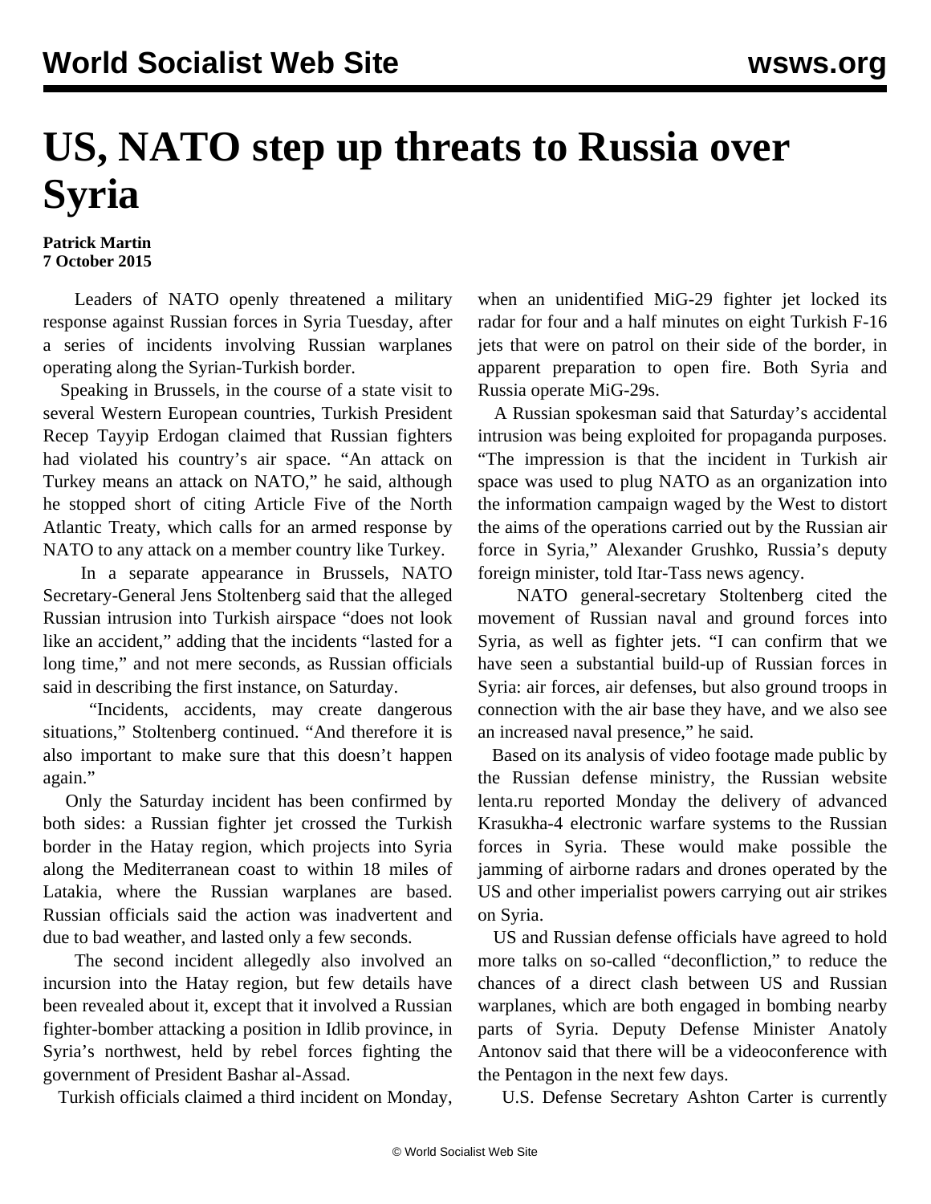# US, NATO step up threats to Russia over Syria

**Patrick Martin**
**7 October 2015**

Leaders of NATO openly threatened a military response against Russian forces in Syria Tuesday, after a series of incidents involving Russian warplanes operating along the Syrian-Turkish border.

Speaking in Brussels, in the course of a state visit to several Western European countries, Turkish President Recep Tayyip Erdogan claimed that Russian fighters had violated his country's air space. "An attack on Turkey means an attack on NATO," he said, although he stopped short of citing Article Five of the North Atlantic Treaty, which calls for an armed response by NATO to any attack on a member country like Turkey.

In a separate appearance in Brussels, NATO Secretary-General Jens Stoltenberg said that the alleged Russian intrusion into Turkish airspace "does not look like an accident," adding that the incidents "lasted for a long time," and not mere seconds, as Russian officials said in describing the first instance, on Saturday.

"Incidents, accidents, may create dangerous situations," Stoltenberg continued. "And therefore it is also important to make sure that this doesn't happen again."

Only the Saturday incident has been confirmed by both sides: a Russian fighter jet crossed the Turkish border in the Hatay region, which projects into Syria along the Mediterranean coast to within 18 miles of Latakia, where the Russian warplanes are based. Russian officials said the action was inadvertent and due to bad weather, and lasted only a few seconds.

The second incident allegedly also involved an incursion into the Hatay region, but few details have been revealed about it, except that it involved a Russian fighter-bomber attacking a position in Idlib province, in Syria's northwest, held by rebel forces fighting the government of President Bashar al-Assad.

Turkish officials claimed a third incident on Monday, when an unidentified MiG-29 fighter jet locked its radar for four and a half minutes on eight Turkish F-16 jets that were on patrol on their side of the border, in apparent preparation to open fire. Both Syria and Russia operate MiG-29s.

A Russian spokesman said that Saturday's accidental intrusion was being exploited for propaganda purposes. "The impression is that the incident in Turkish air space was used to plug NATO as an organization into the information campaign waged by the West to distort the aims of the operations carried out by the Russian air force in Syria," Alexander Grushko, Russia's deputy foreign minister, told Itar-Tass news agency.

NATO general-secretary Stoltenberg cited the movement of Russian naval and ground forces into Syria, as well as fighter jets. "I can confirm that we have seen a substantial build-up of Russian forces in Syria: air forces, air defenses, but also ground troops in connection with the air base they have, and we also see an increased naval presence," he said.

Based on its analysis of video footage made public by the Russian defense ministry, the Russian website lenta.ru reported Monday the delivery of advanced Krasukha-4 electronic warfare systems to the Russian forces in Syria. These would make possible the jamming of airborne radars and drones operated by the US and other imperialist powers carrying out air strikes on Syria.

US and Russian defense officials have agreed to hold more talks on so-called "deconfliction," to reduce the chances of a direct clash between US and Russian warplanes, which are both engaged in bombing nearby parts of Syria. Deputy Defense Minister Anatoly Antonov said that there will be a videoconference with the Pentagon in the next few days.

U.S. Defense Secretary Ashton Carter is currently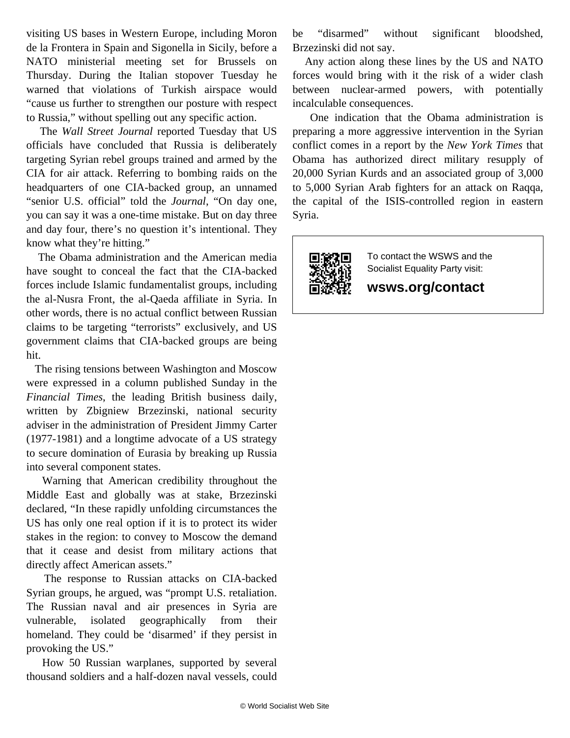visiting US bases in Western Europe, including Moron de la Frontera in Spain and Sigonella in Sicily, before a NATO ministerial meeting set for Brussels on Thursday. During the Italian stopover Tuesday he warned that violations of Turkish airspace would "cause us further to strengthen our posture with respect to Russia," without spelling out any specific action.

The *Wall Street Journal* reported Tuesday that US officials have concluded that Russia is deliberately targeting Syrian rebel groups trained and armed by the CIA for air attack. Referring to bombing raids on the headquarters of one CIA-backed group, an unnamed "senior U.S. official" told the *Journal*, "On day one, you can say it was a one-time mistake. But on day three and day four, there's no question it's intentional. They know what they're hitting."

The Obama administration and the American media have sought to conceal the fact that the CIA-backed forces include Islamic fundamentalist groups, including the al-Nusra Front, the al-Qaeda affiliate in Syria. In other words, there is no actual conflict between Russian claims to be targeting "terrorists" exclusively, and US government claims that CIA-backed groups are being hit.

The rising tensions between Washington and Moscow were expressed in a column published Sunday in the *Financial Times*, the leading British business daily, written by Zbigniew Brzezinski, national security adviser in the administration of President Jimmy Carter (1977-1981) and a longtime advocate of a US strategy to secure domination of Eurasia by breaking up Russia into several component states.

Warning that American credibility throughout the Middle East and globally was at stake, Brzezinski declared, "In these rapidly unfolding circumstances the US has only one real option if it is to protect its wider stakes in the region: to convey to Moscow the demand that it cease and desist from military actions that directly affect American assets."

The response to Russian attacks on CIA-backed Syrian groups, he argued, was "prompt U.S. retaliation. The Russian naval and air presences in Syria are vulnerable, isolated geographically from their homeland. They could be 'disarmed' if they persist in provoking the US."

How 50 Russian warplanes, supported by several thousand soldiers and a half-dozen naval vessels, could be "disarmed" without significant bloodshed, Brzezinski did not say.

Any action along these lines by the US and NATO forces would bring with it the risk of a wider clash between nuclear-armed powers, with potentially incalculable consequences.

One indication that the Obama administration is preparing a more aggressive intervention in the Syrian conflict comes in a report by the *New York Times* that Obama has authorized direct military resupply of 20,000 Syrian Kurds and an associated group of 3,000 to 5,000 Syrian Arab fighters for an attack on Raqqa, the capital of the ISIS-controlled region in eastern Syria.

To contact the WSWS and the Socialist Equality Party visit:

**wsws.org/contact**